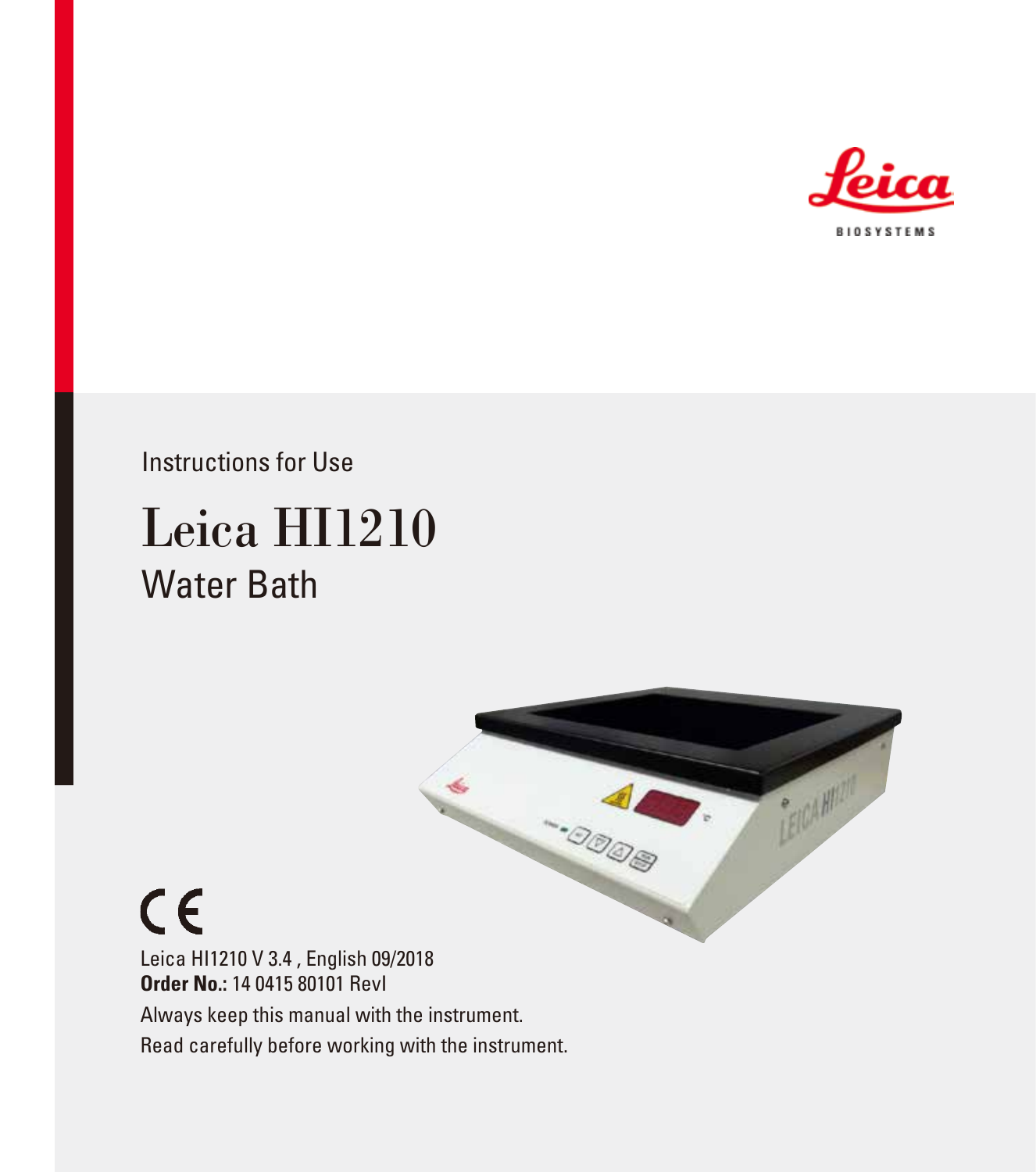Leica

BIOSYSTEMS

Instructions for Use

# Leica HI1210

## Water Bath

CE

Leica HI1210 V 3.4 , English 09/2018

**Order No.:** 14 0415 80101 RevI

Always keep this manual with the instrument.

Read carefully before working with the instrument.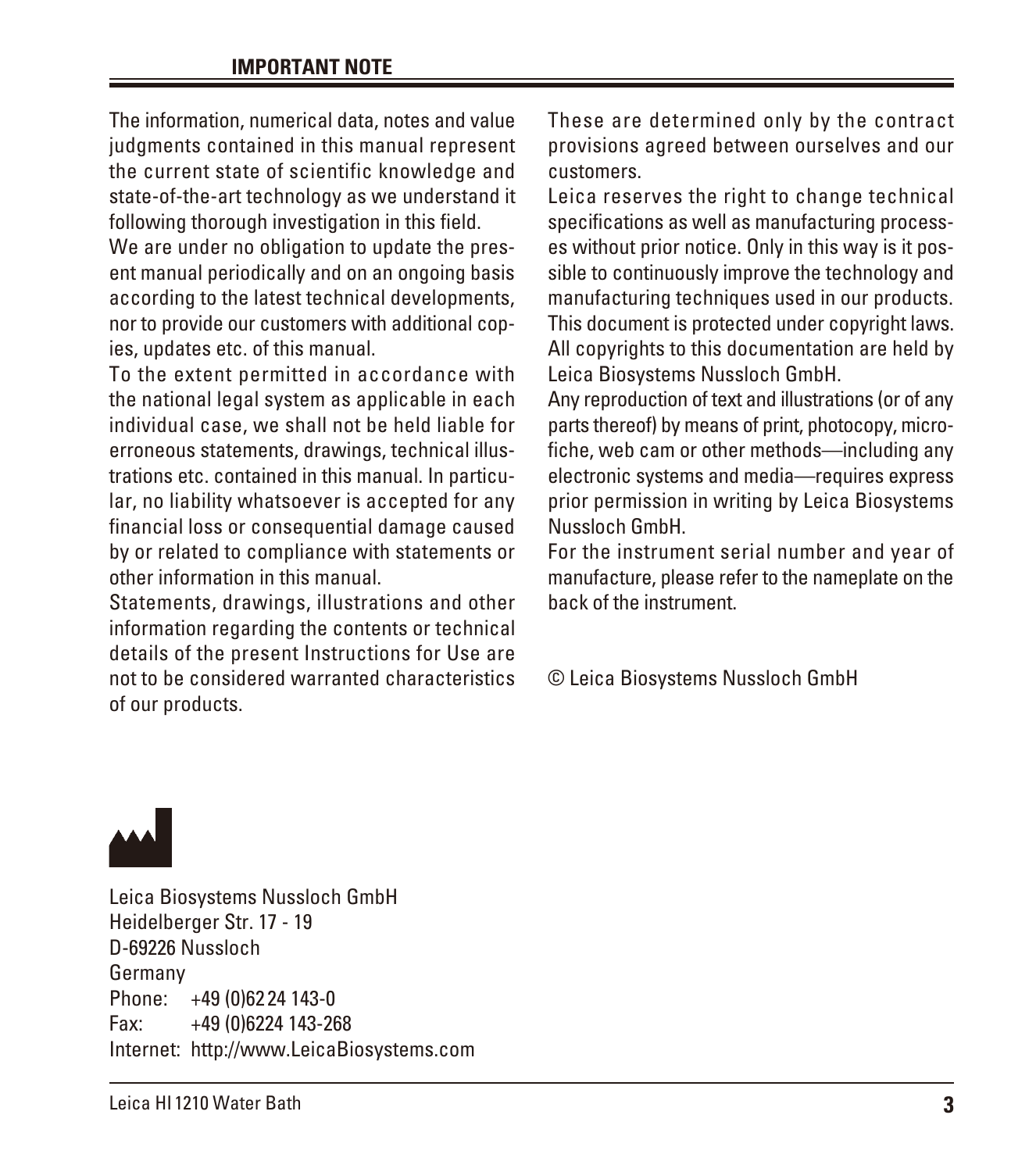## IMPORTANT NOTE

The information, numerical data, notes and value judgments contained in this manual represent the current state of scientific knowledge and state-of-the-art technology as we understand it following thorough investigation in this field.

We are under no obligation to update the present manual periodically and on an ongoing basis according to the latest technical developments, nor to provide our customers with additional copies, updates etc. of this manual.

To the extent permitted in accordance with the national legal system as applicable in each individual case, we shall not be held liable for erroneous statements, drawings, technical illustrations etc. contained in this manual. In particular, no liability whatsoever is accepted for any financial loss or consequential damage caused by or related to compliance with statements or other information in this manual.

Statements, drawings, illustrations and other information regarding the contents or technical details of the present Instructions for Use are not to be considered warranted characteristics of our products.

These are determined only by the contract provisions agreed between ourselves and our customers.

Leica reserves the right to change technical specifications as well as manufacturing processes without prior notice. Only in this way is it possible to continuously improve the technology and manufacturing techniques used in our products.

This document is protected under copyright laws. All copyrights to this documentation are held by Leica Biosystems Nussloch GmbH.

Any reproduction of text and illustrations (or of any parts thereof) by means of print, photocopy, microfiche, web cam or other methods—including any electronic systems and media—requires express prior permission in writing by Leica Biosystems Nussloch GmbH.

For the instrument serial number and year of manufacture, please refer to the nameplate on the back of the instrument.

© Leica Biosystems Nussloch GmbH

Leica Biosystems Nussloch GmbH
Heidelberger Str. 17 - 19
D-69226 Nussloch
Germany
Phone: +49 (0)62 24 143-0
Fax: +49 (0)6224 143-268
Internet: http://www.LeicaBiosystems.com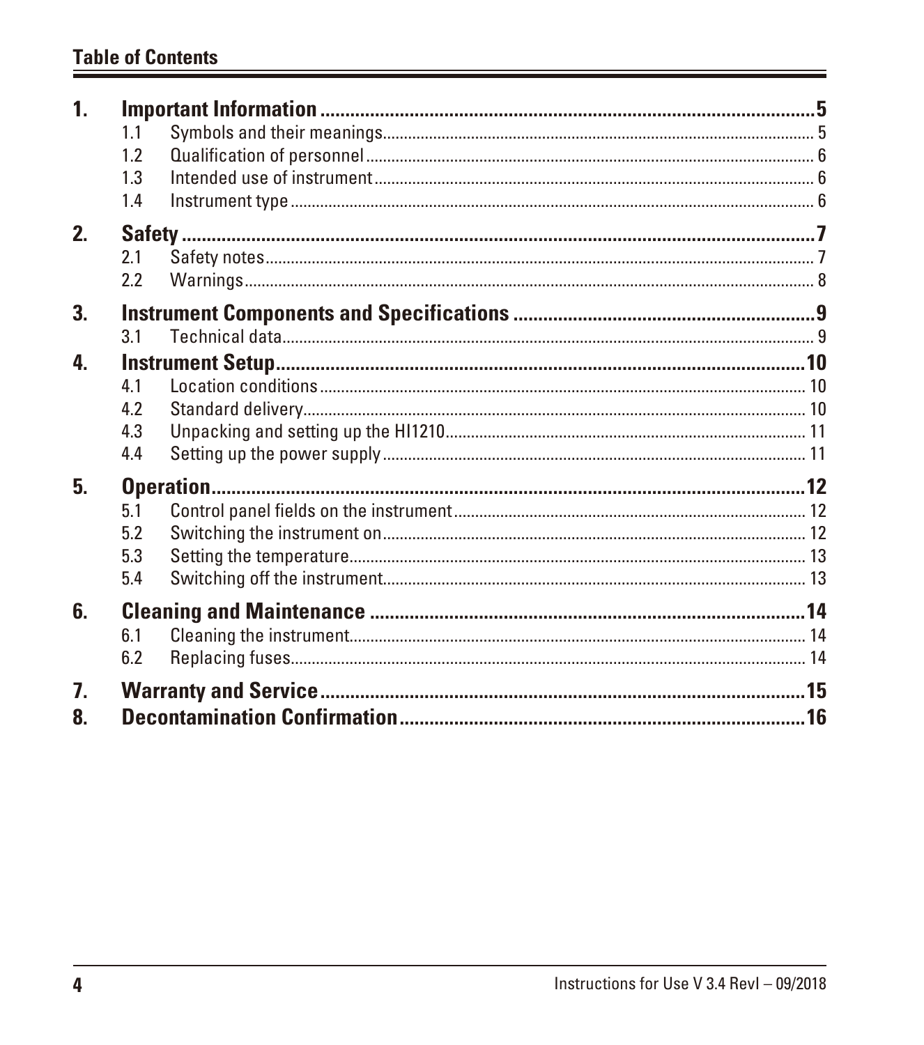## Table of Contents

1. **Important Information** .......... 5
   - 1.1 Symbols and their meanings .......... 5
   - 1.2 Qualification of personnel .......... 6
   - 1.3 Intended use of instrument .......... 6
   - 1.4 Instrument type .......... 6
2. **Safety** .......... 7
   - 2.1 Safety notes .......... 7
   - 2.2 Warnings .......... 8
3. **Instrument Components and Specifications** .......... 9
   - 3.1 Technical data .......... 9
4. **Instrument Setup** .......... 10
   - 4.1 Location conditions .......... 10
   - 4.2 Standard delivery .......... 10
   - 4.3 Unpacking and setting up the HI1210 .......... 11
   - 4.4 Setting up the power supply .......... 11
5. **Operation** .......... 12
   - 5.1 Control panel fields on the instrument .......... 12
   - 5.2 Switching the instrument on .......... 12
   - 5.3 Setting the temperature .......... 13
   - 5.4 Switching off the instrument .......... 13
6. **Cleaning and Maintenance** .......... 14
   - 6.1 Cleaning the instrument .......... 14
   - 6.2 Replacing fuses .......... 14
7. **Warranty and Service** .......... 15
8. **Decontamination Confirmation** .......... 16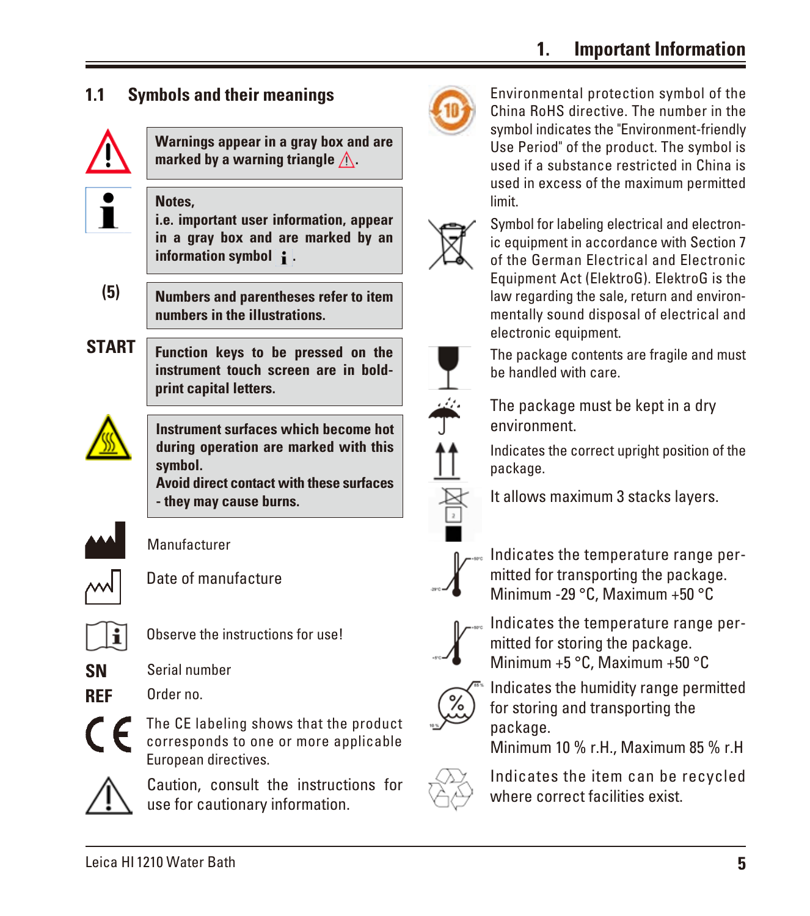## 1.1 Symbols and their meanings

**Warnings appear in a gray box and are marked by a warning triangle ⚠.**

**Notes,**
**i.e. important user information, appear in a gray box and are marked by an information symbol i.**

**(5)** **Numbers and parentheses refer to item numbers in the illustrations.**

**START** **Function keys to be pressed on the instrument touch screen are in bold-print capital letters.**

**Instrument surfaces which become hot during operation are marked with this symbol.**
**Avoid direct contact with these surfaces - they may cause burns.**

Manufacturer

Date of manufacture

Observe the instructions for use!

**SN** Serial number

**REF** Order no.

The CE labeling shows that the product corresponds to one or more applicable European directives.

Caution, consult the instructions for use for cautionary information.

Environmental protection symbol of the China RoHS directive. The number in the symbol indicates the "Environment-friendly Use Period" of the product. The symbol is used if a substance restricted in China is used in excess of the maximum permitted limit.

Symbol for labeling electrical and electronic equipment in accordance with Section 7 of the German Electrical and Electronic Equipment Act (ElektroG). ElektroG is the law regarding the sale, return and environmentally sound disposal of electrical and electronic equipment.

The package contents are fragile and must be handled with care.

The package must be kept in a dry environment.

Indicates the correct upright position of the package.

It allows maximum 3 stacks layers.

Indicates the temperature range permitted for transporting the package.
Minimum -29 °C, Maximum +50 °C

Indicates the temperature range permitted for storing the package.
Minimum +5 °C, Maximum +50 °C

Indicates the humidity range permitted for storing and transporting the package.
Minimum 10 % r.H., Maximum 85 % r.H

Indicates the item can be recycled where correct facilities exist.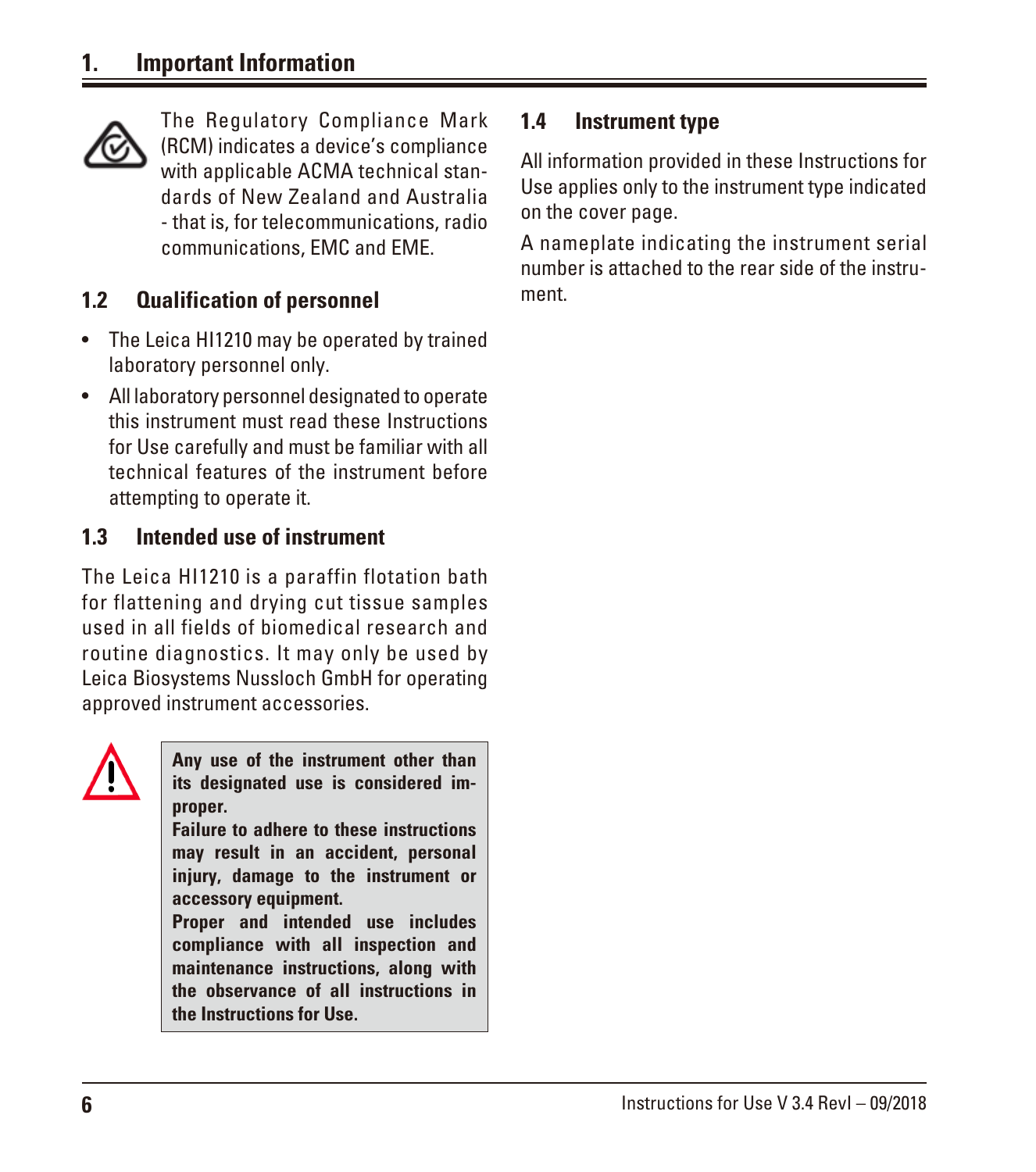The Regulatory Compliance Mark (RCM) indicates a device's compliance with applicable ACMA technical standards of New Zealand and Australia - that is, for telecommunications, radio communications, EMC and EME.

## 1.2 Qualification of personnel

- The Leica HI1210 may be operated by trained laboratory personnel only.
- All laboratory personnel designated to operate this instrument must read these Instructions for Use carefully and must be familiar with all technical features of the instrument before attempting to operate it.

## 1.3 Intended use of instrument

The Leica HI1210 is a paraffin flotation bath for flattening and drying cut tissue samples used in all fields of biomedical research and routine diagnostics. It may only be used by Leica Biosystems Nussloch GmbH for operating approved instrument accessories.

**Any use of the instrument other than its designated use is considered improper.**
**Failure to adhere to these instructions may result in an accident, personal injury, damage to the instrument or accessory equipment.**
**Proper and intended use includes compliance with all inspection and maintenance instructions, along with the observance of all instructions in the Instructions for Use.**

## 1.4 Instrument type

All information provided in these Instructions for Use applies only to the instrument type indicated on the cover page.

A nameplate indicating the instrument serial number is attached to the rear side of the instrument.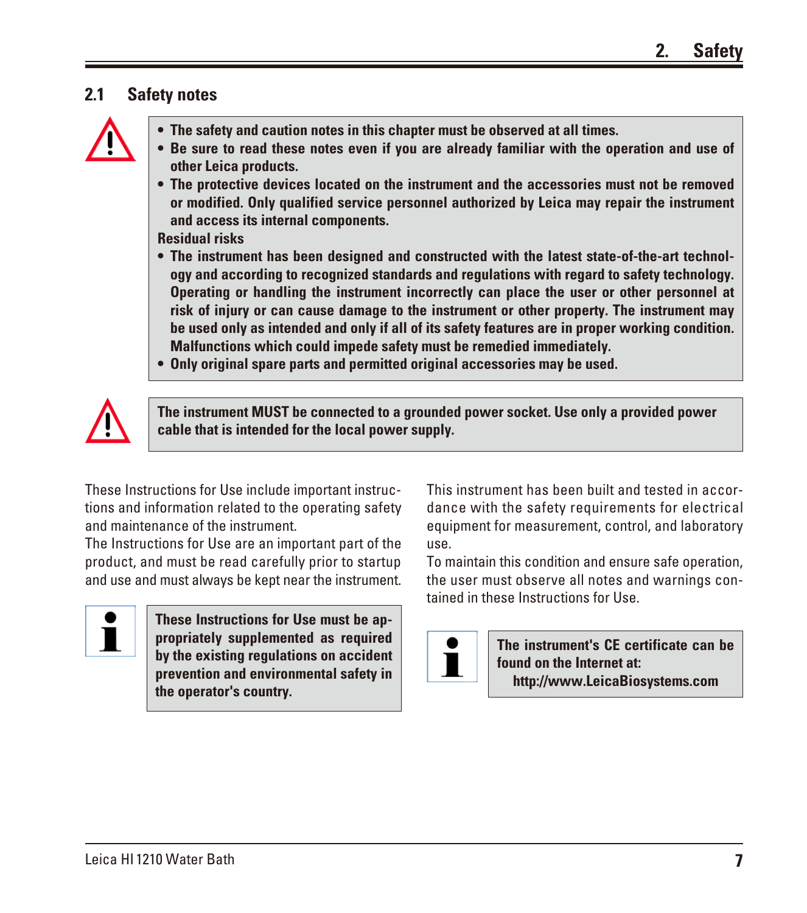## 2.1 Safety notes

- **The safety and caution notes in this chapter must be observed at all times.**
- **Be sure to read these notes even if you are already familiar with the operation and use of other Leica products.**
- **The protective devices located on the instrument and the accessories must not be removed or modified. Only qualified service personnel authorized by Leica may repair the instrument and access its internal components.**

**Residual risks**

- **The instrument has been designed and constructed with the latest state-of-the-art technology and according to recognized standards and regulations with regard to safety technology. Operating or handling the instrument incorrectly can place the user or other personnel at risk of injury or can cause damage to the instrument or other property. The instrument may be used only as intended and only if all of its safety features are in proper working condition. Malfunctions which could impede safety must be remedied immediately.**
- **Only original spare parts and permitted original accessories may be used.**

**The instrument MUST be connected to a grounded power socket. Use only a provided power cable that is intended for the local power supply.**

These Instructions for Use include important instructions and information related to the operating safety and maintenance of the instrument.

The Instructions for Use are an important part of the product, and must be read carefully prior to startup and use and must always be kept near the instrument.

**These Instructions for Use must be appropriately supplemented as required by the existing regulations on accident prevention and environmental safety in the operator's country.**

This instrument has been built and tested in accordance with the safety requirements for electrical equipment for measurement, control, and laboratory use.

To maintain this condition and ensure safe operation, the user must observe all notes and warnings contained in these Instructions for Use.

**The instrument's CE certificate can be found on the Internet at: http://www.LeicaBiosystems.com**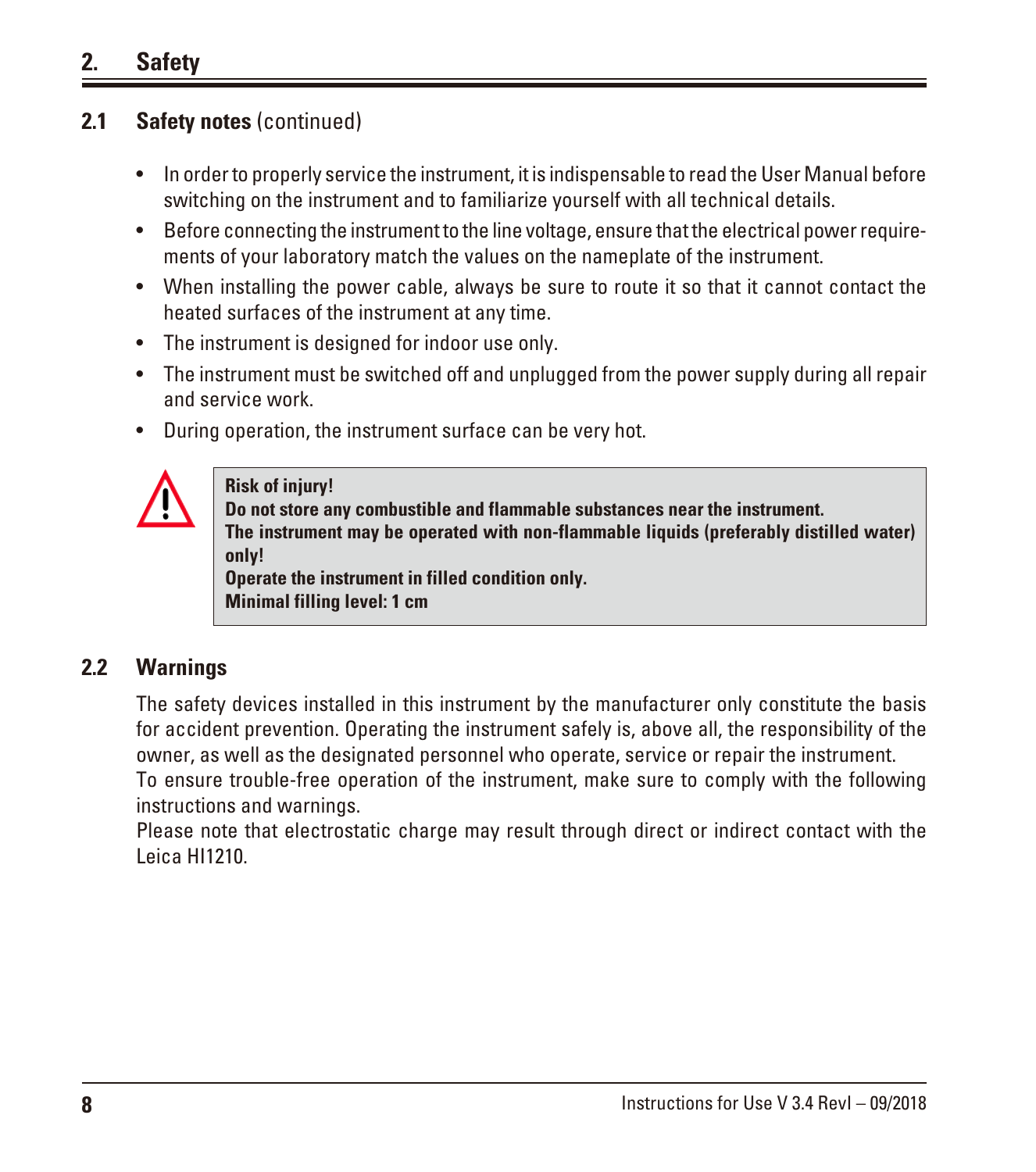## 2. Safety

### 2.1 Safety notes (continued)

- In order to properly service the instrument, it is indispensable to read the User Manual before switching on the instrument and to familiarize yourself with all technical details.
- Before connecting the instrument to the line voltage, ensure that the electrical power requirements of your laboratory match the values on the nameplate of the instrument.
- When installing the power cable, always be sure to route it so that it cannot contact the heated surfaces of the instrument at any time.
- The instrument is designed for indoor use only.
- The instrument must be switched off and unplugged from the power supply during all repair and service work.
- During operation, the instrument surface can be very hot.

**Risk of injury!**
**Do not store any combustible and flammable substances near the instrument.**
**The instrument may be operated with non-flammable liquids (preferably distilled water) only!**
**Operate the instrument in filled condition only.**
**Minimal filling level: 1 cm**

### 2.2 Warnings

The safety devices installed in this instrument by the manufacturer only constitute the basis for accident prevention. Operating the instrument safely is, above all, the responsibility of the owner, as well as the designated personnel who operate, service or repair the instrument.
To ensure trouble-free operation of the instrument, make sure to comply with the following instructions and warnings.
Please note that electrostatic charge may result through direct or indirect contact with the Leica HI1210.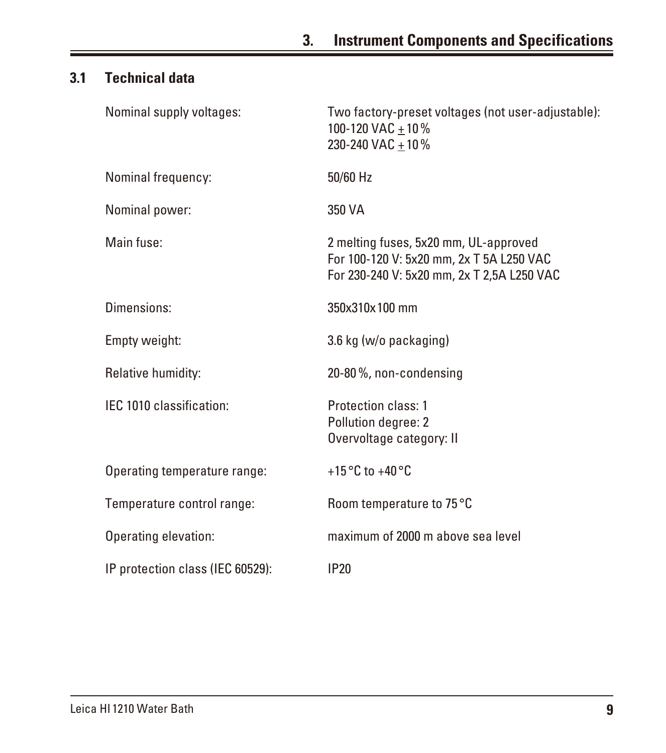# 3. Instrument Components and Specifications

## 3.1 Technical data

| | |
|---|---|
| Nominal supply voltages: | Two factory-preset voltages (not user-adjustable):<br>100-120 VAC ± 10 %<br>230-240 VAC ± 10 % |
| Nominal frequency: | 50/60 Hz |
| Nominal power: | 350 VA |
| Main fuse: | 2 melting fuses, 5x20 mm, UL-approved<br>For 100-120 V: 5x20 mm, 2x T 5A L250 VAC<br>For 230-240 V: 5x20 mm, 2x T 2,5A L250 VAC |
| Dimensions: | 350x310x100 mm |
| Empty weight: | 3.6 kg (w/o packaging) |
| Relative humidity: | 20-80 %, non-condensing |
| IEC 1010 classification: | Protection class: 1<br>Pollution degree: 2<br>Overvoltage category: II |
| Operating temperature range: | +15 °C to +40 °C |
| Temperature control range: | Room temperature to 75 °C |
| Operating elevation: | maximum of 2000 m above sea level |
| IP protection class (IEC 60529): | IP20 |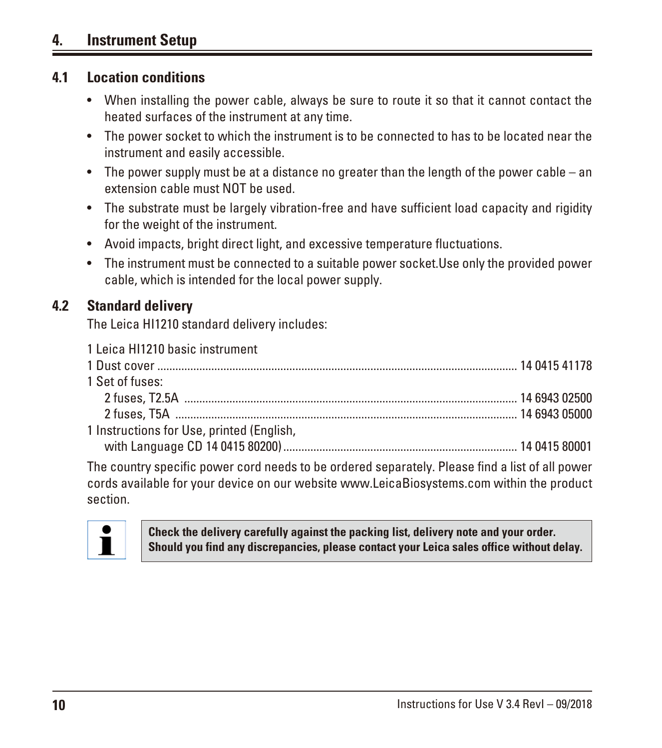# 4. Instrument Setup

## 4.1 Location conditions

- When installing the power cable, always be sure to route it so that it cannot contact the heated surfaces of the instrument at any time.
- The power socket to which the instrument is to be connected to has to be located near the instrument and easily accessible.
- The power supply must be at a distance no greater than the length of the power cable – an extension cable must NOT be used.
- The substrate must be largely vibration-free and have sufficient load capacity and rigidity for the weight of the instrument.
- Avoid impacts, bright direct light, and excessive temperature fluctuations.
- The instrument must be connected to a suitable power socket.Use only the provided power cable, which is intended for the local power supply.

## 4.2 Standard delivery

The Leica HI1210 standard delivery includes:

1 Leica HI1210 basic instrument
1 Dust cover ........................................................................................................ 14 0415 41178
1 Set of fuses:
    2 fuses, T2.5A .............................................................................................. 14 6943 02500
    2 fuses, T5A ................................................................................................. 14 6943 05000
1 Instructions for Use, printed (English,
    with Language CD 14 0415 80200) ............................................................. 14 0415 80001

The country specific power cord needs to be ordered separately. Please find a list of all power cords available for your device on our website www.LeicaBiosystems.com within the product section.

**Check the delivery carefully against the packing list, delivery note and your order. Should you find any discrepancies, please contact your Leica sales office without delay.**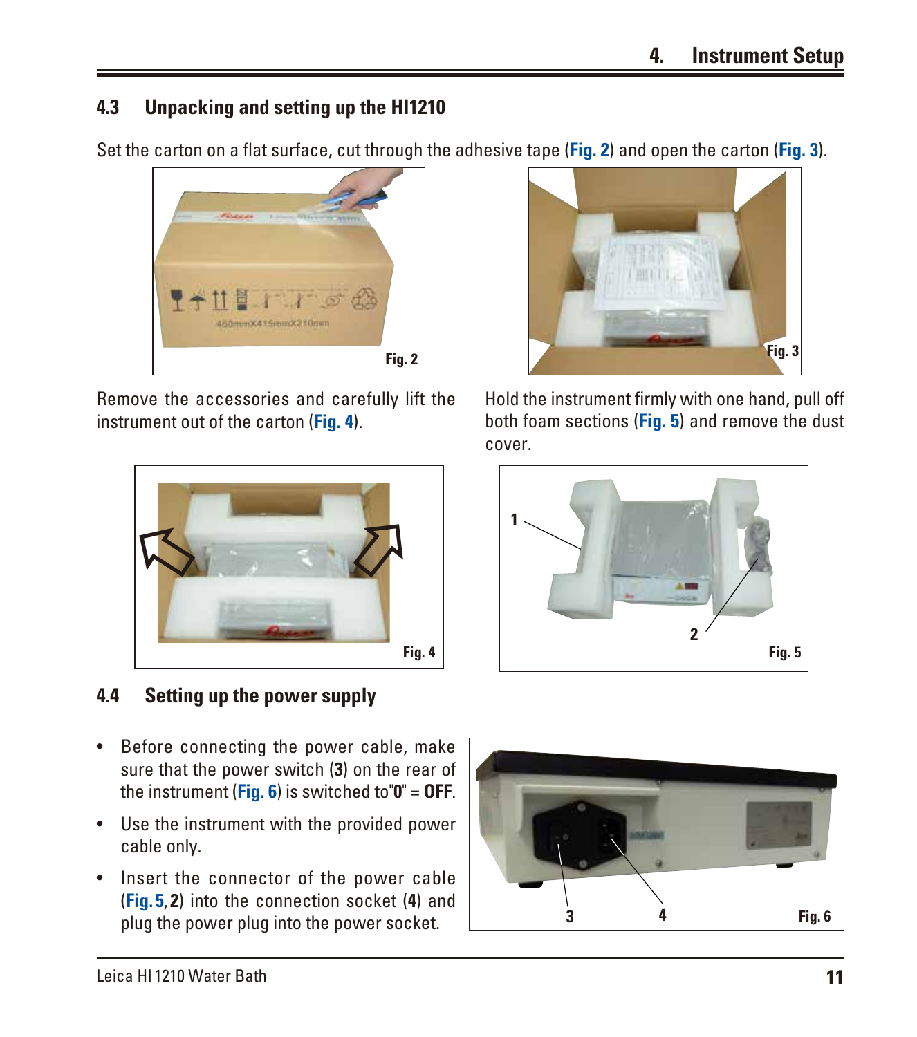## 4.3 Unpacking and setting up the HI1210

Set the carton on a flat surface, cut through the adhesive tape (**Fig. 2**) and open the carton (**Fig. 3**).

Fig. 2

Fig. 3

Remove the accessories and carefully lift the instrument out of the carton (**Fig. 4**).

Hold the instrument firmly with one hand, pull off both foam sections (**Fig. 5**) and remove the dust cover.

Fig. 4

Fig. 5

## 4.4 Setting up the power supply

- Before connecting the power cable, make sure that the power switch (**3**) on the rear of the instrument (**Fig. 6**) is switched to"**0**" = **OFF**.
- Use the instrument with the provided power cable only.
- Insert the connector of the power cable (**Fig. 5**, **2**) into the connection socket (**4**) and plug the power plug into the power socket.

Fig. 6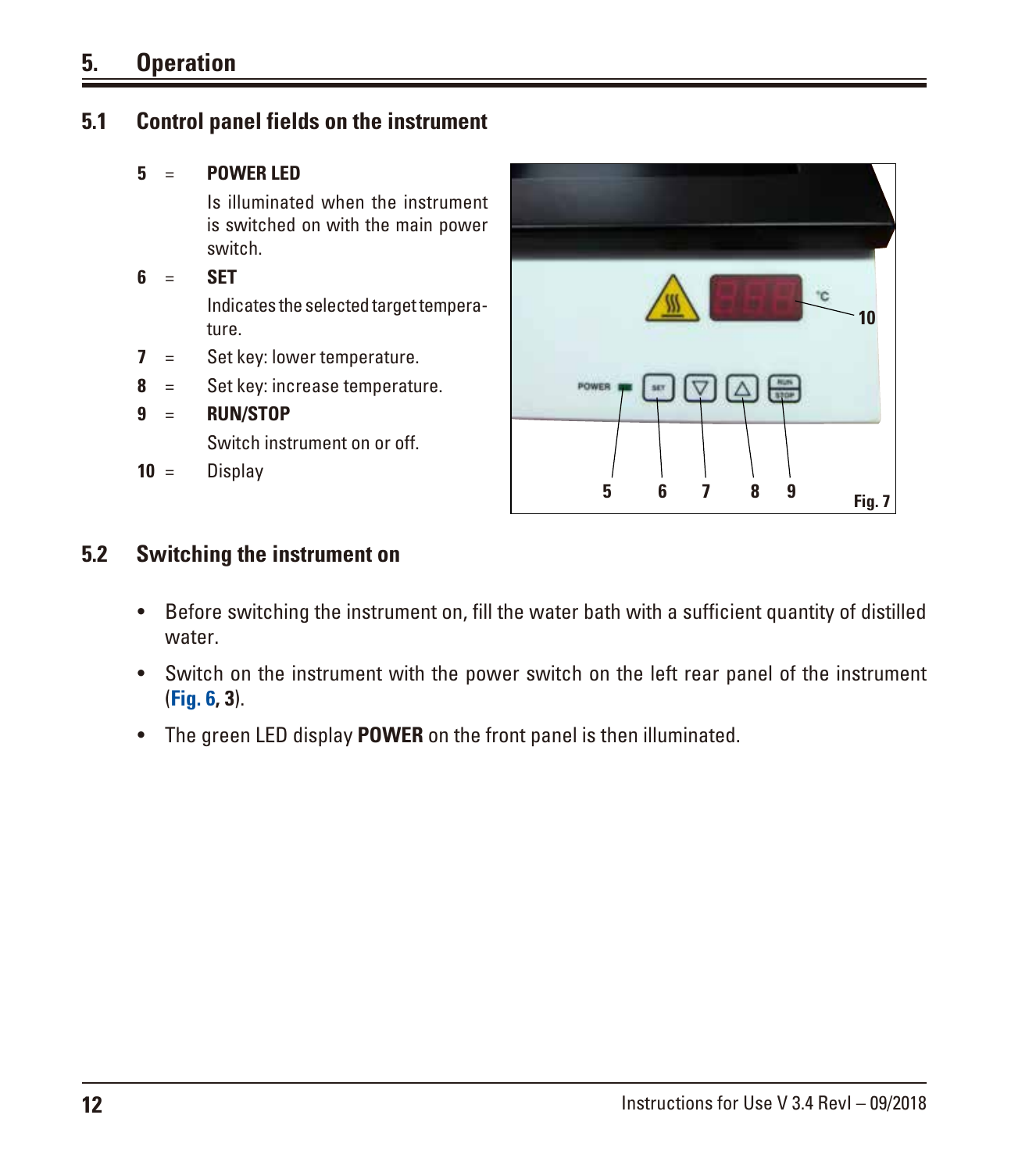# 5. Operation

## 5.1 Control panel fields on the instrument

**5** = **POWER LED**
Is illuminated when the instrument is switched on with the main power switch.

**6** = **SET**
Indicates the selected target temperature.

**7** = Set key: lower temperature.

**8** = Set key: increase temperature.

**9** = **RUN/STOP**
Switch instrument on or off.

**10** = Display

Fig. 7

## 5.2 Switching the instrument on

- Before switching the instrument on, fill the water bath with a sufficient quantity of distilled water.
- Switch on the instrument with the power switch on the left rear panel of the instrument (**Fig. 6**, **3**).
- The green LED display **POWER** on the front panel is then illuminated.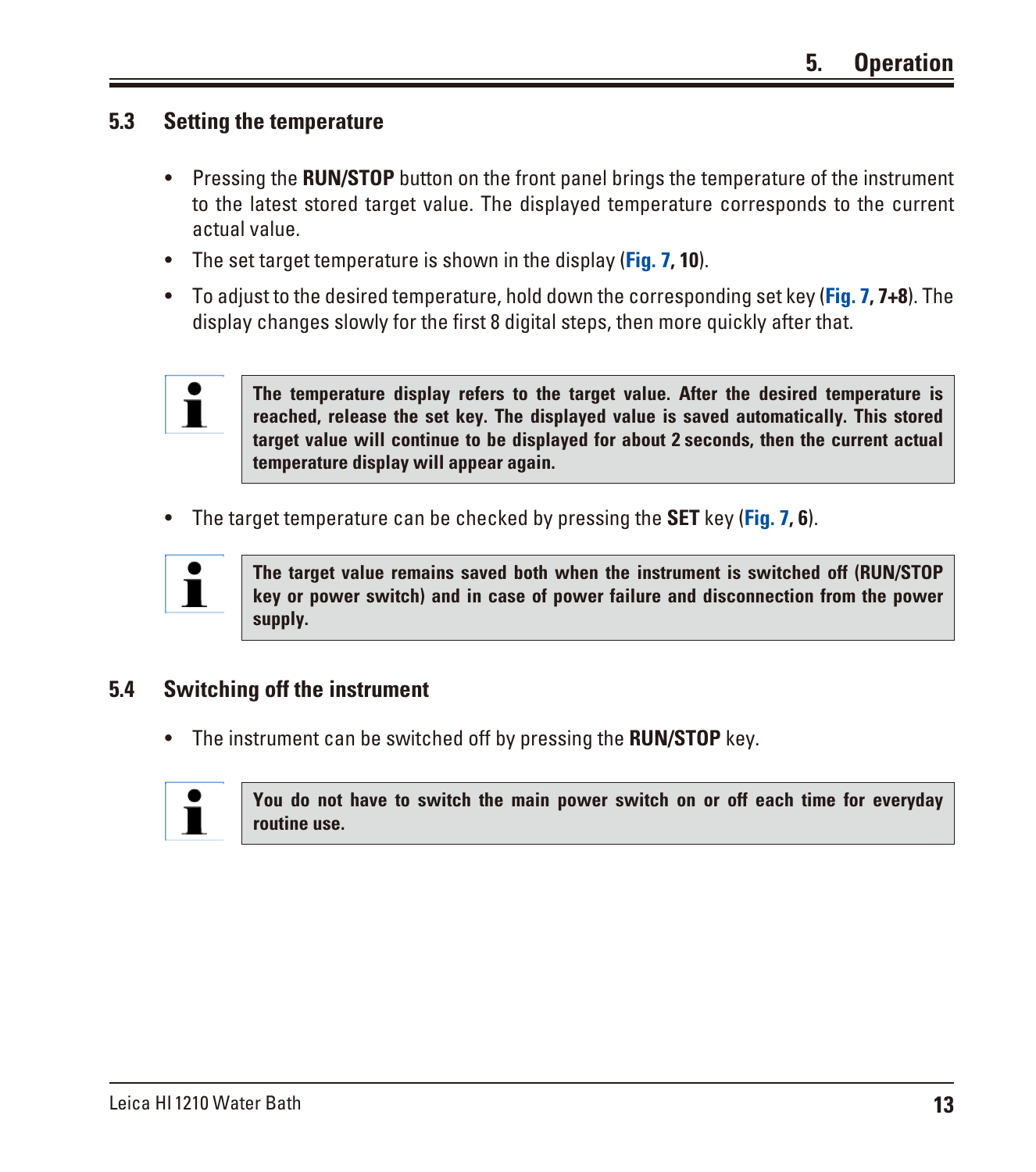## 5.3 Setting the temperature

- Pressing the **RUN/STOP** button on the front panel brings the temperature of the instrument to the latest stored target value. The displayed temperature corresponds to the current actual value.
- The set target temperature is shown in the display (**Fig. 7, 10**).
- To adjust to the desired temperature, hold down the corresponding set key (**Fig. 7, 7+8**). The display changes slowly for the first 8 digital steps, then more quickly after that.

> **The temperature display refers to the target value. After the desired temperature is reached, release the set key. The displayed value is saved automatically. This stored target value will continue to be displayed for about 2 seconds, then the current actual temperature display will appear again.**

- The target temperature can be checked by pressing the **SET** key (**Fig. 7, 6**).

> **The target value remains saved both when the instrument is switched off (RUN/STOP key or power switch) and in case of power failure and disconnection from the power supply.**

## 5.4 Switching off the instrument

- The instrument can be switched off by pressing the **RUN/STOP** key.

> **You do not have to switch the main power switch on or off each time for everyday routine use.**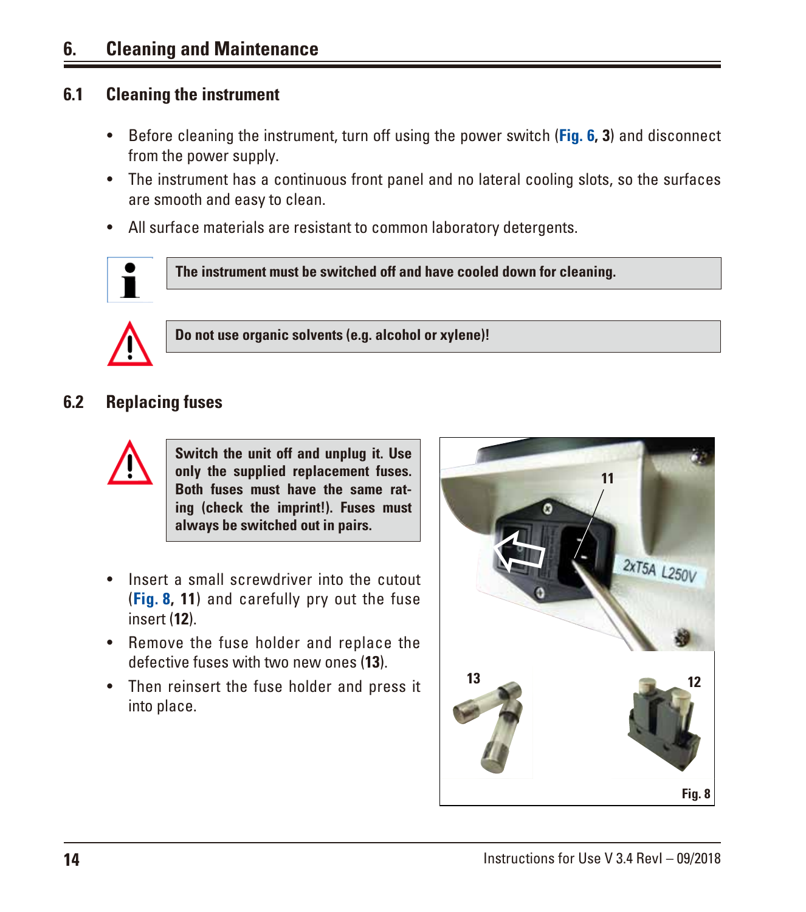# 6. Cleaning and Maintenance

## 6.1 Cleaning the instrument

- Before cleaning the instrument, turn off using the power switch (**Fig. 6, 3**) and disconnect from the power supply.
- The instrument has a continuous front panel and no lateral cooling slots, so the surfaces are smooth and easy to clean.
- All surface materials are resistant to common laboratory detergents.

**The instrument must be switched off and have cooled down for cleaning.**

**Do not use organic solvents (e.g. alcohol or xylene)!**

## 6.2 Replacing fuses

**Switch the unit off and unplug it. Use only the supplied replacement fuses. Both fuses must have the same rating (check the imprint!). Fuses must always be switched out in pairs.**

- Insert a small screwdriver into the cutout (**Fig. 8, 11**) and carefully pry out the fuse insert (**12**).
- Remove the fuse holder and replace the defective fuses with two new ones (**13**).
- Then reinsert the fuse holder and press it into place.

Fig. 8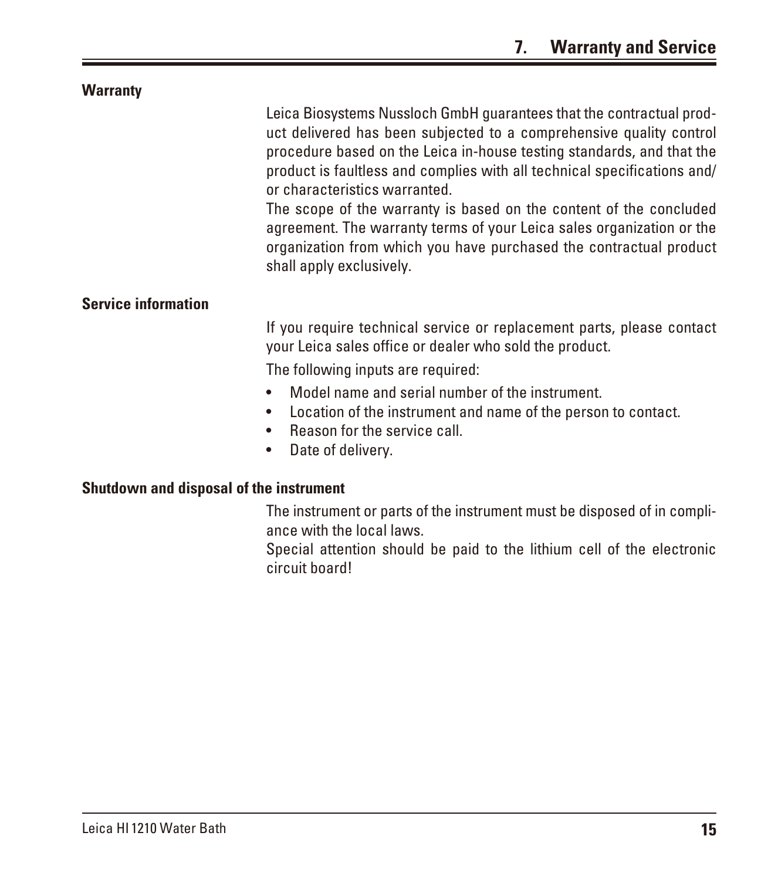# 7. Warranty and Service

### Warranty

Leica Biosystems Nussloch GmbH guarantees that the contractual product delivered has been subjected to a comprehensive quality control procedure based on the Leica in-house testing standards, and that the product is faultless and complies with all technical specifications and/or characteristics warranted.
The scope of the warranty is based on the content of the concluded agreement. The warranty terms of your Leica sales organization or the organization from which you have purchased the contractual product shall apply exclusively.

### Service information

If you require technical service or replacement parts, please contact your Leica sales office or dealer who sold the product.

The following inputs are required:

- Model name and serial number of the instrument.
- Location of the instrument and name of the person to contact.
- Reason for the service call.
- Date of delivery.

### Shutdown and disposal of the instrument

The instrument or parts of the instrument must be disposed of in compliance with the local laws.
Special attention should be paid to the lithium cell of the electronic circuit board!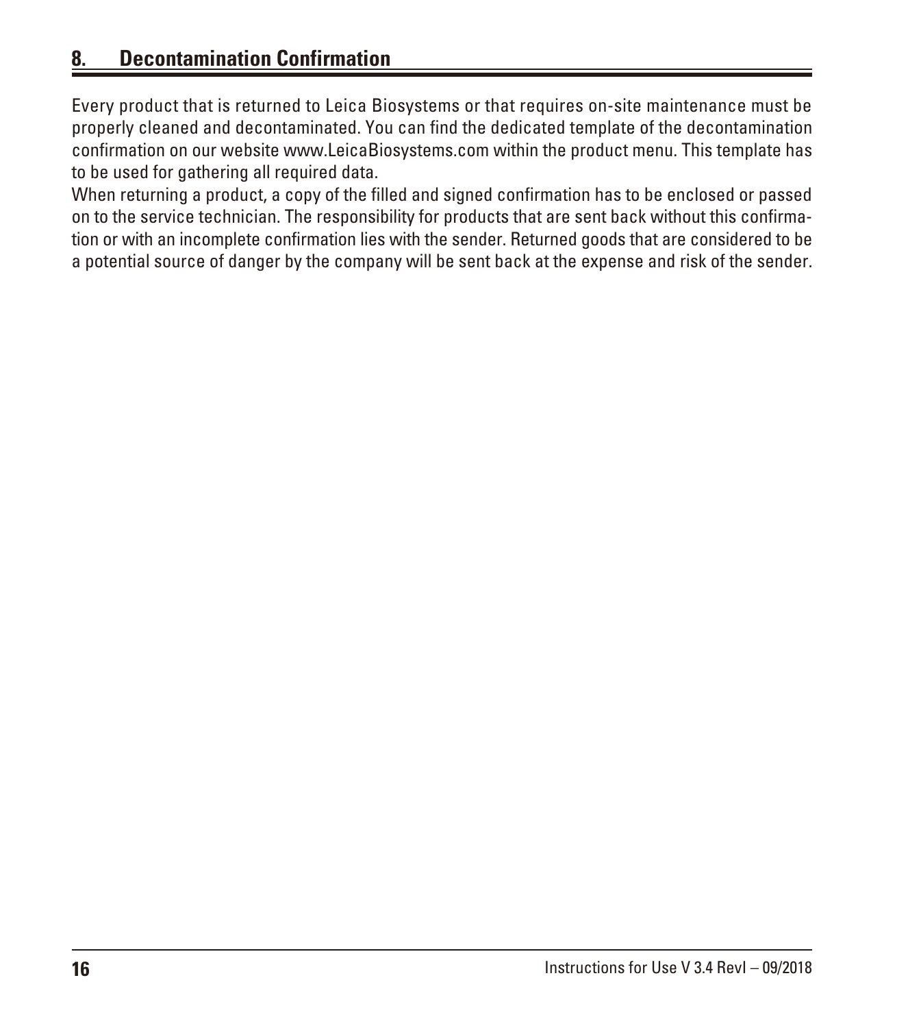## 8. Decontamination Confirmation

Every product that is returned to Leica Biosystems or that requires on-site maintenance must be properly cleaned and decontaminated. You can find the dedicated template of the decontamination confirmation on our website www.LeicaBiosystems.com within the product menu. This template has to be used for gathering all required data.

When returning a product, a copy of the filled and signed confirmation has to be enclosed or passed on to the service technician. The responsibility for products that are sent back without this confirmation or with an incomplete confirmation lies with the sender. Returned goods that are considered to be a potential source of danger by the company will be sent back at the expense and risk of the sender.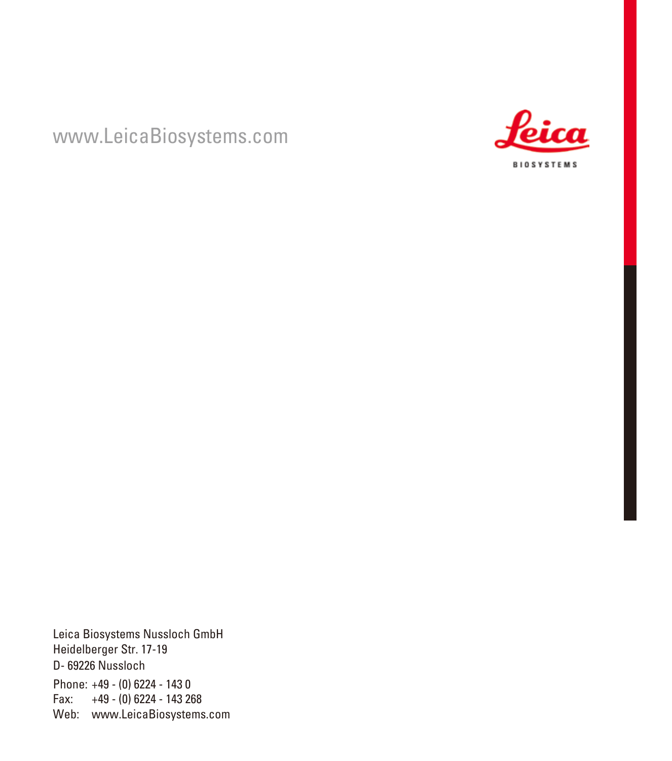www.LeicaBiosystems.com

Leica

BIOSYSTEMS

Leica Biosystems Nussloch GmbH
Heidelberger Str. 17-19
D- 69226 Nussloch

Phone: +49 - (0) 6224 - 143 0
Fax: +49 - (0) 6224 - 143 268
Web: www.LeicaBiosystems.com